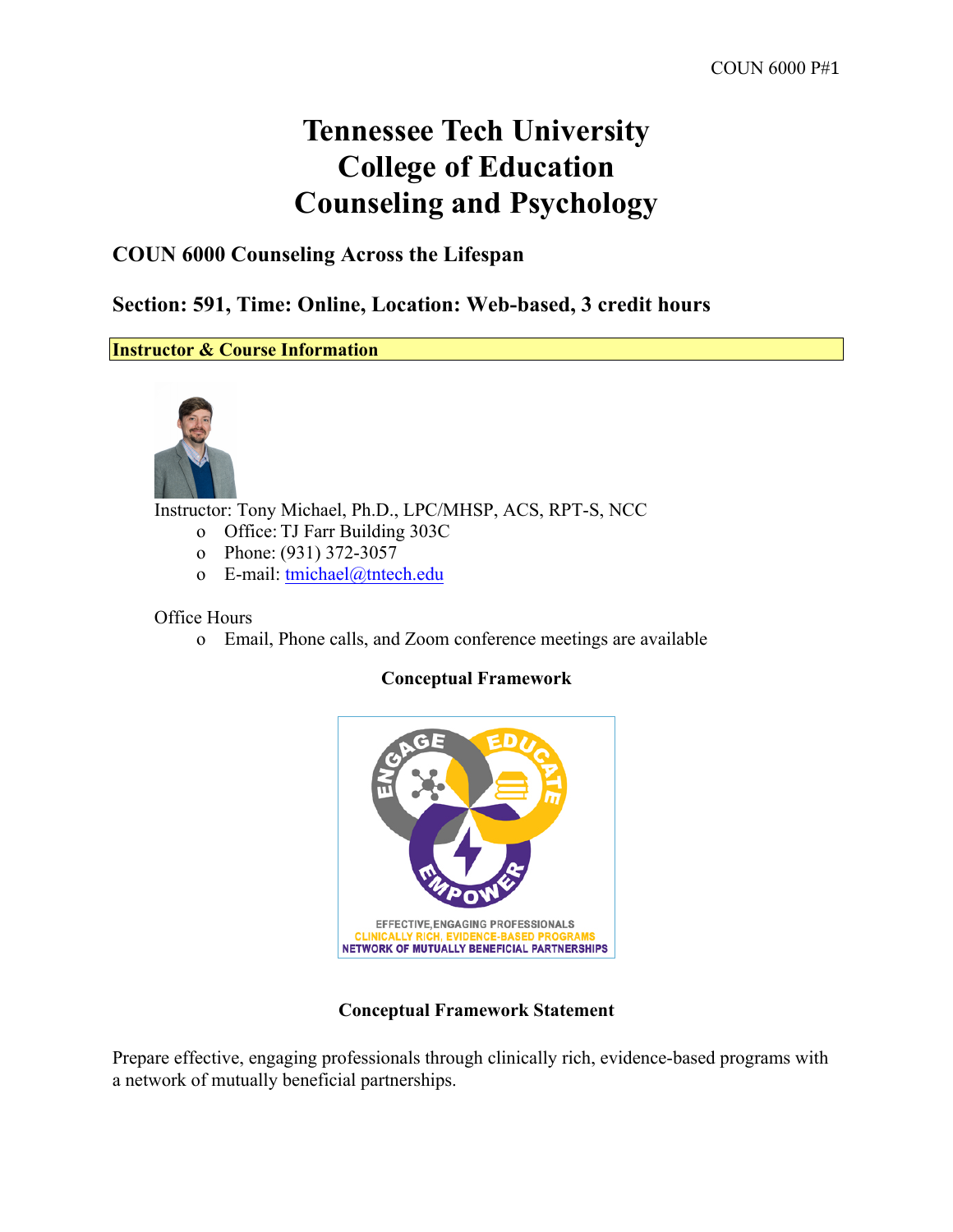# Tennessee Tech University
# College of Education
# Counseling and Psychology

## COUN 6000 Counseling Across the Lifespan

## Section: 591, Time: Online, Location: Web-based, 3 credit hours

**Instructor & Course Information**

Instructor: Tony Michael, Ph.D., LPC/MHSP, ACS, RPT-S, NCC

- Office: TJ Farr Building 303C
- Phone: (931) 372-3057
- E-mail: tmichael@tntech.edu

Office Hours

- Email, Phone calls, and Zoom conference meetings are available

**Conceptual Framework**

**Conceptual Framework Statement**

Prepare effective, engaging professionals through clinically rich, evidence-based programs with a network of mutually beneficial partnerships.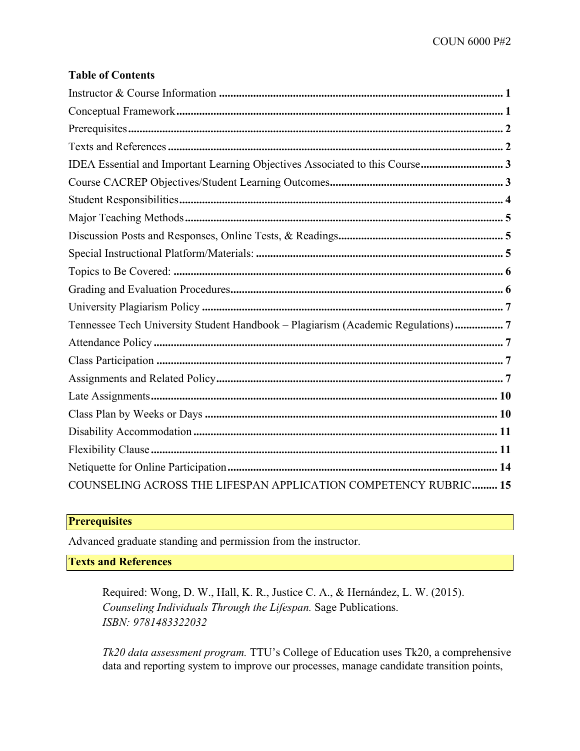**Table of Contents**

Instructor & Course Information .................................................................................................. 1

Conceptual Framework .................................................................................................................. 1

Prerequisites .................................................................................................................................. 2

Texts and References ..................................................................................................................... 2

IDEA Essential and Important Learning Objectives Associated to this Course ............................ 3

Course CACREP Objectives/Student Learning Outcomes............................................................ 3

Student Responsibilities ................................................................................................................. 4

Major Teaching Methods ............................................................................................................... 5

Discussion Posts and Responses, Online Tests, & Readings.......................................................... 5

Special Instructional Platform/Materials: ...................................................................................... 5

Topics to Be Covered: ................................................................................................................... 6

Grading and Evaluation Procedures............................................................................................... 6

University Plagiarism Policy .......................................................................................................... 7

Tennessee Tech University Student Handbook – Plagiarism (Academic Regulations) ................. 7

Attendance Policy .......................................................................................................................... 7

Class Participation ......................................................................................................................... 7

Assignments and Related Policy.................................................................................................... 7

Late Assignments ........................................................................................................................ 10

Class Plan by Weeks or Days ...................................................................................................... 10

Disability Accommodation .......................................................................................................... 11

Flexibility Clause ........................................................................................................................ 11

Netiquette for Online Participation.............................................................................................. 14

COUNSELING ACROSS THE LIFESPAN APPLICATION COMPETENCY RUBRIC......... 15

## Prerequisites

Advanced graduate standing and permission from the instructor.

## Texts and References

Required: Wong, D. W., Hall, K. R., Justice C. A., & Hernández, L. W. (2015). *Counseling Individuals Through the Lifespan.* Sage Publications. *ISBN: 9781483322032*

*Tk20 data assessment program.* TTU's College of Education uses Tk20, a comprehensive data and reporting system to improve our processes, manage candidate transition points,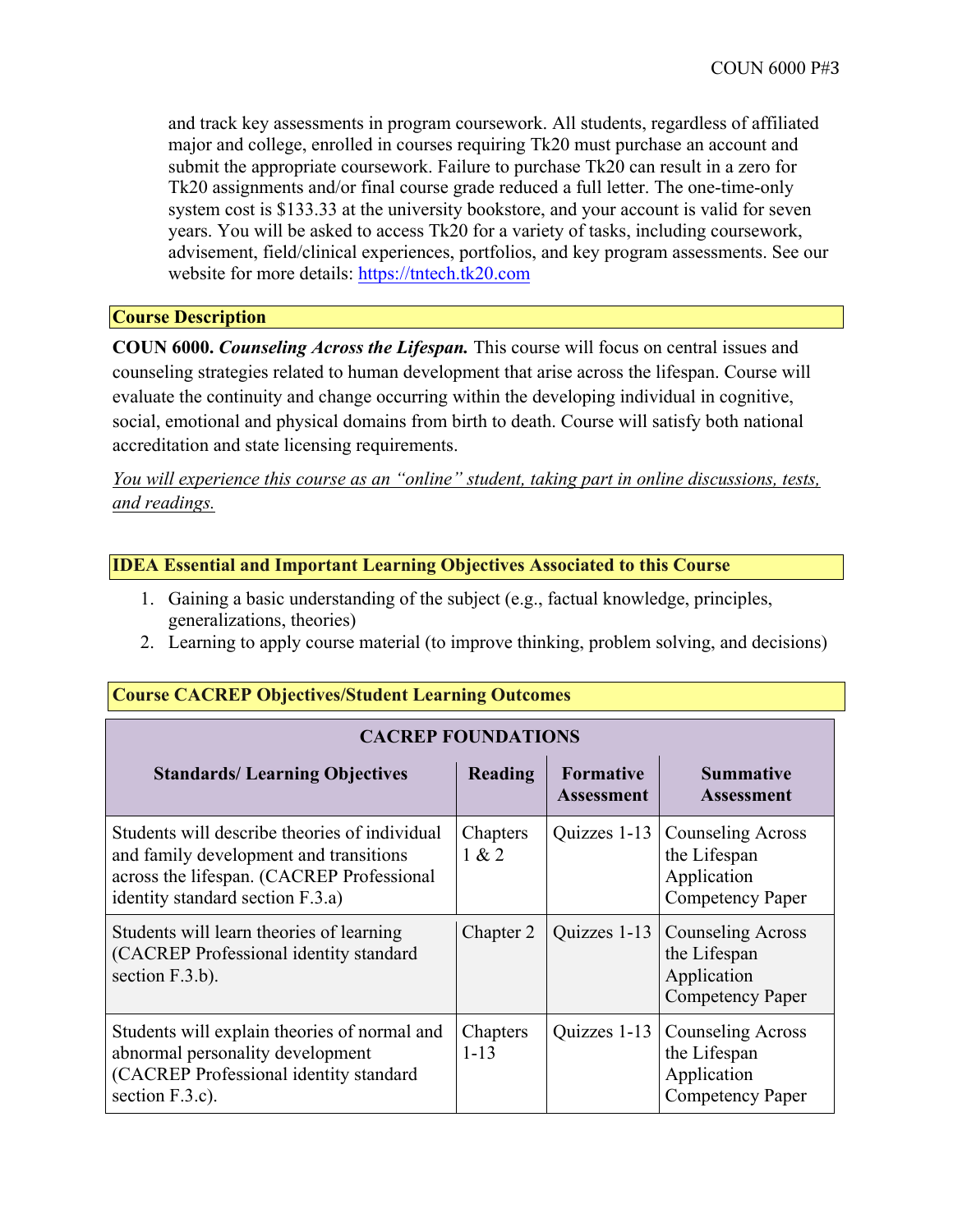and track key assessments in program coursework. All students, regardless of affiliated major and college, enrolled in courses requiring Tk20 must purchase an account and submit the appropriate coursework. Failure to purchase Tk20 can result in a zero for Tk20 assignments and/or final course grade reduced a full letter. The one-time-only system cost is $133.33 at the university bookstore, and your account is valid for seven years. You will be asked to access Tk20 for a variety of tasks, including coursework, advisement, field/clinical experiences, portfolios, and key program assessments. See our website for more details: https://tntech.tk20.com

## Course Description

**COUN 6000. *Counseling Across the Lifespan.*** This course will focus on central issues and counseling strategies related to human development that arise across the lifespan. Course will evaluate the continuity and change occurring within the developing individual in cognitive, social, emotional and physical domains from birth to death. Course will satisfy both national accreditation and state licensing requirements.

*You will experience this course as an "online" student, taking part in online discussions, tests, and readings.*

## IDEA Essential and Important Learning Objectives Associated to this Course

1. Gaining a basic understanding of the subject (e.g., factual knowledge, principles, generalizations, theories)
2. Learning to apply course material (to improve thinking, problem solving, and decisions)

## Course CACREP Objectives/Student Learning Outcomes

| CACREP FOUNDATIONS | | | |
|---|---|---|---|
| **Standards/ Learning Objectives** | **Reading** | **Formative Assessment** | **Summative Assessment** |
| Students will describe theories of individual and family development and transitions across the lifespan. (CACREP Professional identity standard section F.3.a) | Chapters 1 & 2 | Quizzes 1-13 | Counseling Across the Lifespan Application Competency Paper |
| Students will learn theories of learning (CACREP Professional identity standard section F.3.b). | Chapter 2 | Quizzes 1-13 | Counseling Across the Lifespan Application Competency Paper |
| Students will explain theories of normal and abnormal personality development (CACREP Professional identity standard section F.3.c). | Chapters 1-13 | Quizzes 1-13 | Counseling Across the Lifespan Application Competency Paper |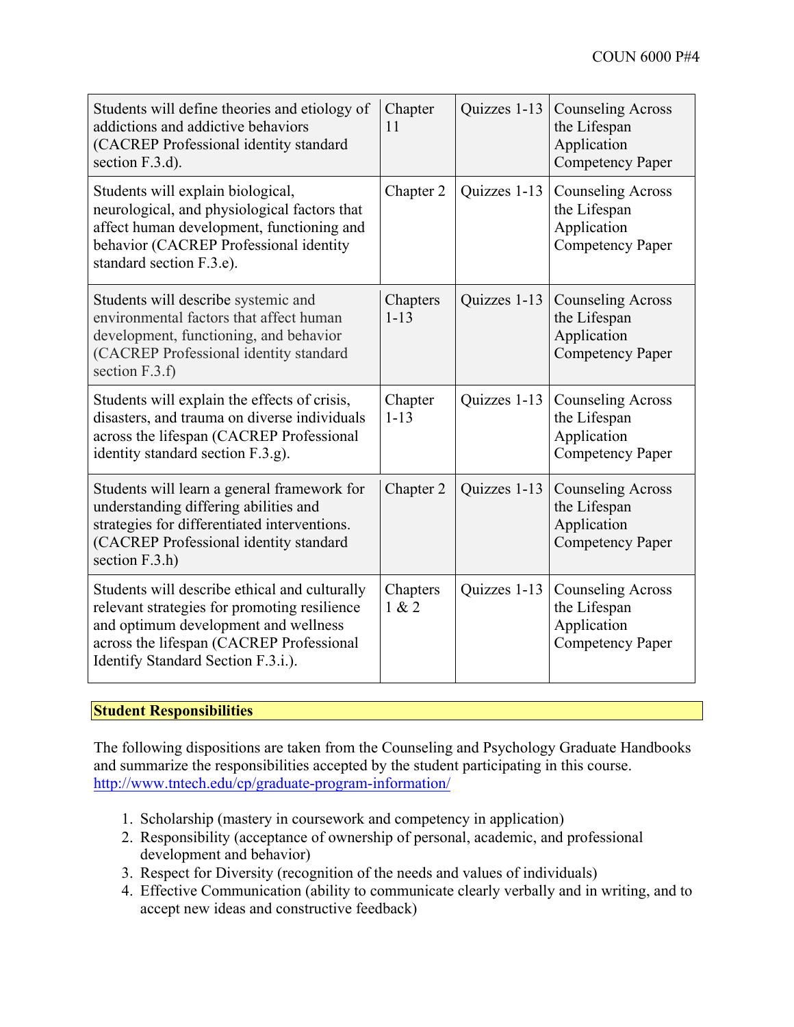| Students will define theories and etiology of addictions and addictive behaviors (CACREP Professional identity standard section F.3.d). | Chapter 11 | Quizzes 1-13 | Counseling Across the Lifespan Application Competency Paper |
|---|---|---|---|
| Students will explain biological, neurological, and physiological factors that affect human development, functioning and behavior (CACREP Professional identity standard section F.3.e). | Chapter 2 | Quizzes 1-13 | Counseling Across the Lifespan Application Competency Paper |
| Students will describe systemic and environmental factors that affect human development, functioning, and behavior (CACREP Professional identity standard section F.3.f) | Chapters 1-13 | Quizzes 1-13 | Counseling Across the Lifespan Application Competency Paper |
| Students will explain the effects of crisis, disasters, and trauma on diverse individuals across the lifespan (CACREP Professional identity standard section F.3.g). | Chapter 1-13 | Quizzes 1-13 | Counseling Across the Lifespan Application Competency Paper |
| Students will learn a general framework for understanding differing abilities and strategies for differentiated interventions. (CACREP Professional identity standard section F.3.h) | Chapter 2 | Quizzes 1-13 | Counseling Across the Lifespan Application Competency Paper |
| Students will describe ethical and culturally relevant strategies for promoting resilience and optimum development and wellness across the lifespan (CACREP Professional Identify Standard Section F.3.i.). | Chapters 1 & 2 | Quizzes 1-13 | Counseling Across the Lifespan Application Competency Paper |

## Student Responsibilities

The following dispositions are taken from the Counseling and Psychology Graduate Handbooks and summarize the responsibilities accepted by the student participating in this course. http://www.tntech.edu/cp/graduate-program-information/

1. Scholarship (mastery in coursework and competency in application)
2. Responsibility (acceptance of ownership of personal, academic, and professional development and behavior)
3. Respect for Diversity (recognition of the needs and values of individuals)
4. Effective Communication (ability to communicate clearly verbally and in writing, and to accept new ideas and constructive feedback)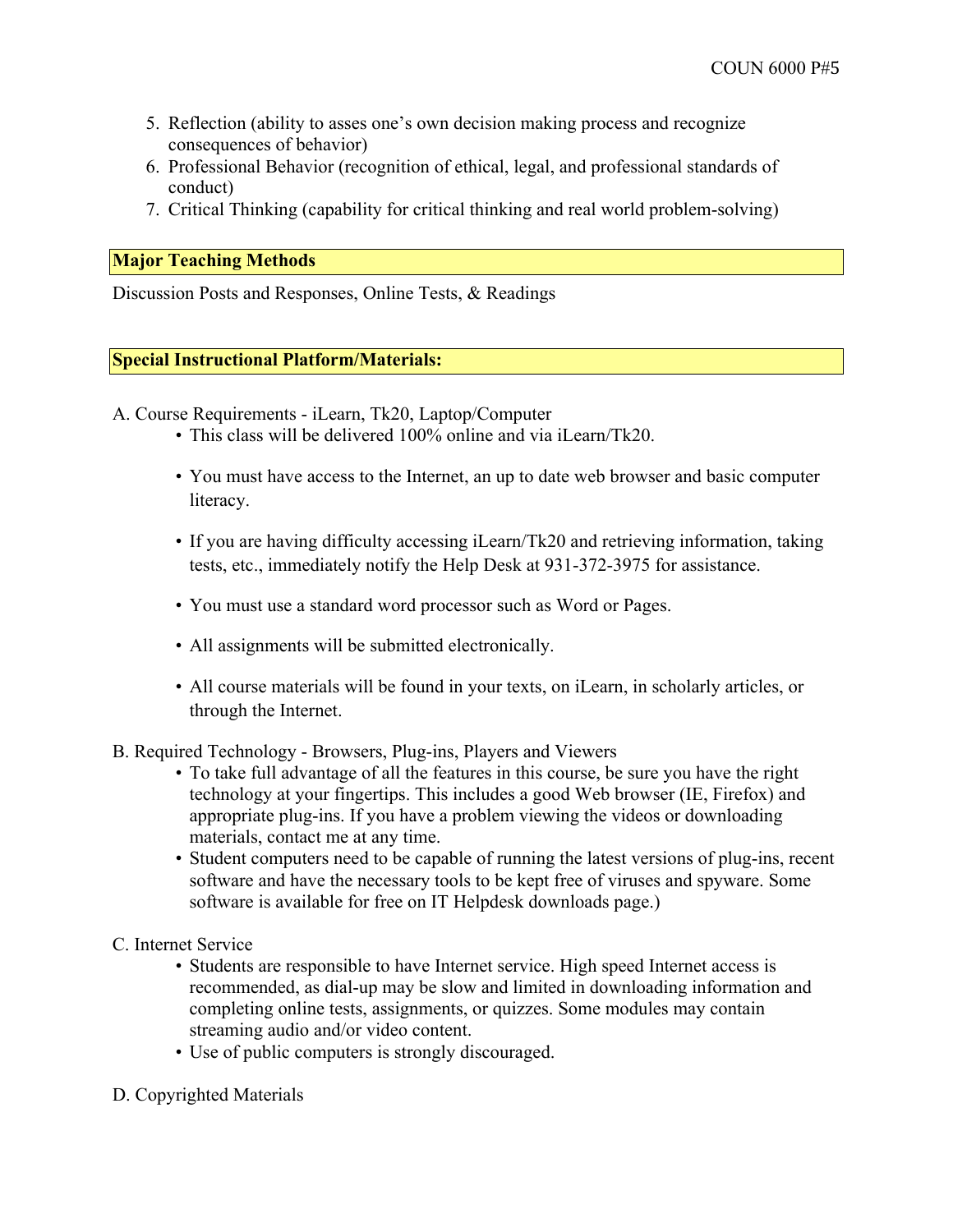5. Reflection (ability to asses one's own decision making process and recognize consequences of behavior)
6. Professional Behavior (recognition of ethical, legal, and professional standards of conduct)
7. Critical Thinking (capability for critical thinking and real world problem-solving)

## Major Teaching Methods

Discussion Posts and Responses, Online Tests, & Readings

## Special Instructional Platform/Materials:

A. Course Requirements - iLearn, Tk20, Laptop/Computer

- This class will be delivered 100% online and via iLearn/Tk20.
- You must have access to the Internet, an up to date web browser and basic computer literacy.
- If you are having difficulty accessing iLearn/Tk20 and retrieving information, taking tests, etc., immediately notify the Help Desk at 931-372-3975 for assistance.
- You must use a standard word processor such as Word or Pages.
- All assignments will be submitted electronically.
- All course materials will be found in your texts, on iLearn, in scholarly articles, or through the Internet.

B. Required Technology - Browsers, Plug-ins, Players and Viewers

- To take full advantage of all the features in this course, be sure you have the right technology at your fingertips. This includes a good Web browser (IE, Firefox) and appropriate plug-ins. If you have a problem viewing the videos or downloading materials, contact me at any time.
- Student computers need to be capable of running the latest versions of plug-ins, recent software and have the necessary tools to be kept free of viruses and spyware. Some software is available for free on IT Helpdesk downloads page.)

C. Internet Service

- Students are responsible to have Internet service. High speed Internet access is recommended, as dial-up may be slow and limited in downloading information and completing online tests, assignments, or quizzes. Some modules may contain streaming audio and/or video content.
- Use of public computers is strongly discouraged.

D. Copyrighted Materials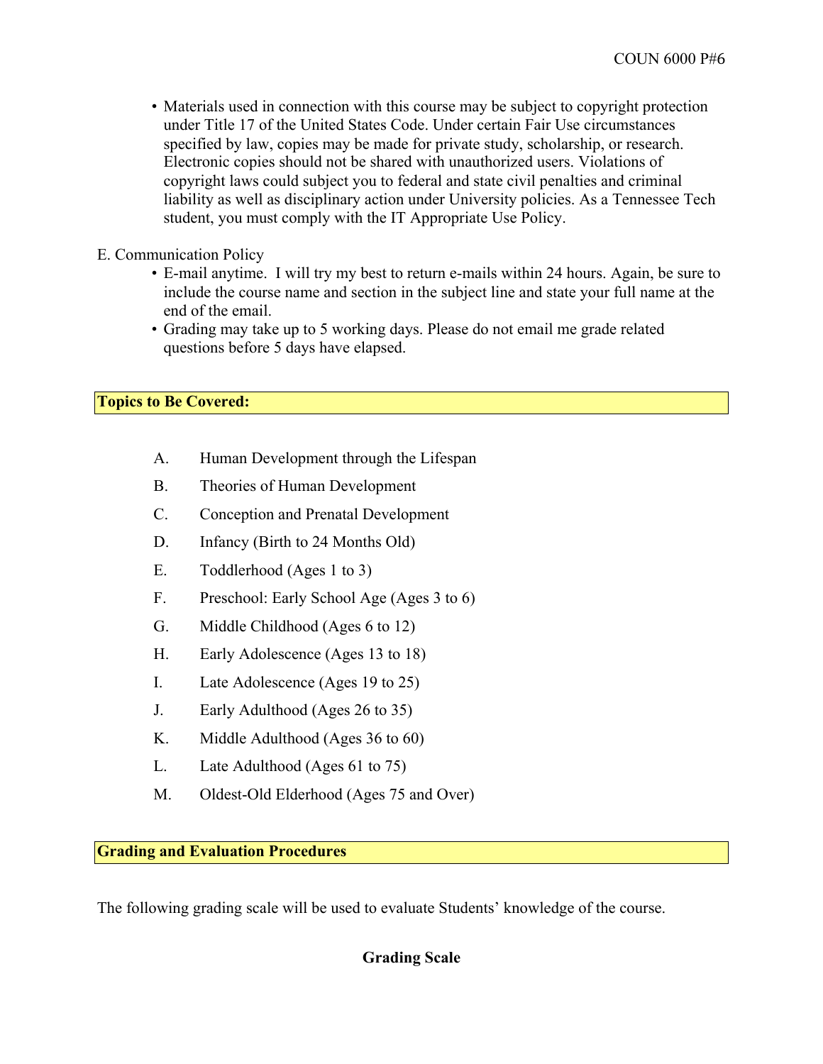- Materials used in connection with this course may be subject to copyright protection under Title 17 of the United States Code. Under certain Fair Use circumstances specified by law, copies may be made for private study, scholarship, or research. Electronic copies should not be shared with unauthorized users. Violations of copyright laws could subject you to federal and state civil penalties and criminal liability as well as disciplinary action under University policies. As a Tennessee Tech student, you must comply with the IT Appropriate Use Policy.

E. Communication Policy

- E-mail anytime. I will try my best to return e-mails within 24 hours. Again, be sure to include the course name and section in the subject line and state your full name at the end of the email.
- Grading may take up to 5 working days. Please do not email me grade related questions before 5 days have elapsed.

## Topics to Be Covered:

A. Human Development through the Lifespan

B. Theories of Human Development

C. Conception and Prenatal Development

D. Infancy (Birth to 24 Months Old)

E. Toddlerhood (Ages 1 to 3)

F. Preschool: Early School Age (Ages 3 to 6)

G. Middle Childhood (Ages 6 to 12)

H. Early Adolescence (Ages 13 to 18)

I. Late Adolescence (Ages 19 to 25)

J. Early Adulthood (Ages 26 to 35)

K. Middle Adulthood (Ages 36 to 60)

L. Late Adulthood (Ages 61 to 75)

M. Oldest-Old Elderhood (Ages 75 and Over)

## Grading and Evaluation Procedures

The following grading scale will be used to evaluate Students' knowledge of the course.

**Grading Scale**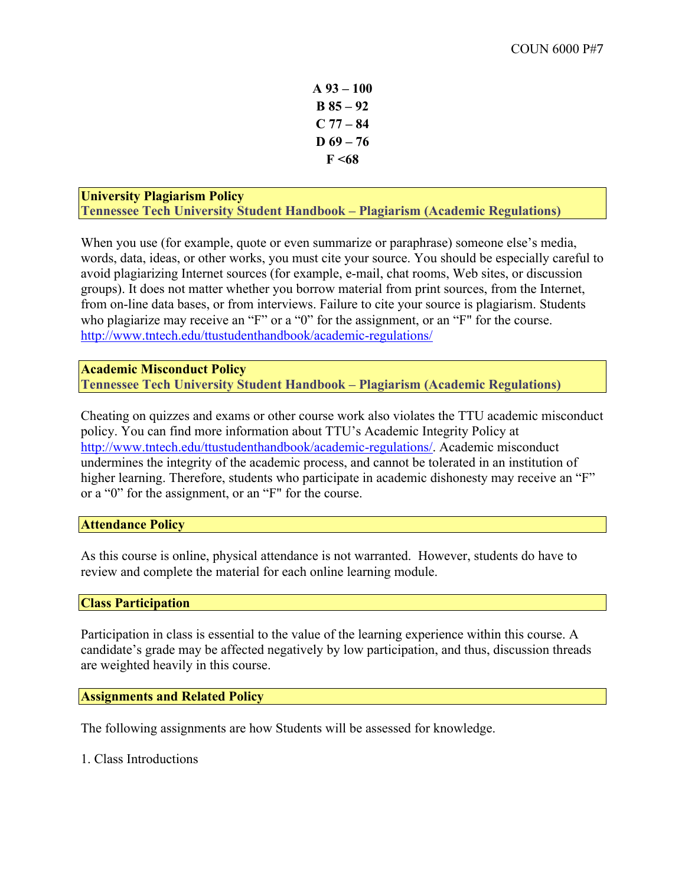**A 93 – 100**
**B 85 – 92**
**C 77 – 84**
**D 69 – 76**
**F <68**

**University Plagiarism Policy**
**Tennessee Tech University Student Handbook – Plagiarism (Academic Regulations)**

When you use (for example, quote or even summarize or paraphrase) someone else's media, words, data, ideas, or other works, you must cite your source. You should be especially careful to avoid plagiarizing Internet sources (for example, e-mail, chat rooms, Web sites, or discussion groups). It does not matter whether you borrow material from print sources, from the Internet, from on-line data bases, or from interviews. Failure to cite your source is plagiarism. Students who plagiarize may receive an "F" or a "0" for the assignment, or an "F" for the course. http://www.tntech.edu/ttustudenthandbook/academic-regulations/

**Academic Misconduct Policy**
**Tennessee Tech University Student Handbook – Plagiarism (Academic Regulations)**

Cheating on quizzes and exams or other course work also violates the TTU academic misconduct policy. You can find more information about TTU's Academic Integrity Policy at http://www.tntech.edu/ttustudenthandbook/academic-regulations/. Academic misconduct undermines the integrity of the academic process, and cannot be tolerated in an institution of higher learning. Therefore, students who participate in academic dishonesty may receive an "F" or a "0" for the assignment, or an "F" for the course.

**Attendance Policy**

As this course is online, physical attendance is not warranted. However, students do have to review and complete the material for each online learning module.

**Class Participation**

Participation in class is essential to the value of the learning experience within this course. A candidate's grade may be affected negatively by low participation, and thus, discussion threads are weighted heavily in this course.

**Assignments and Related Policy**

The following assignments are how Students will be assessed for knowledge.

1. Class Introductions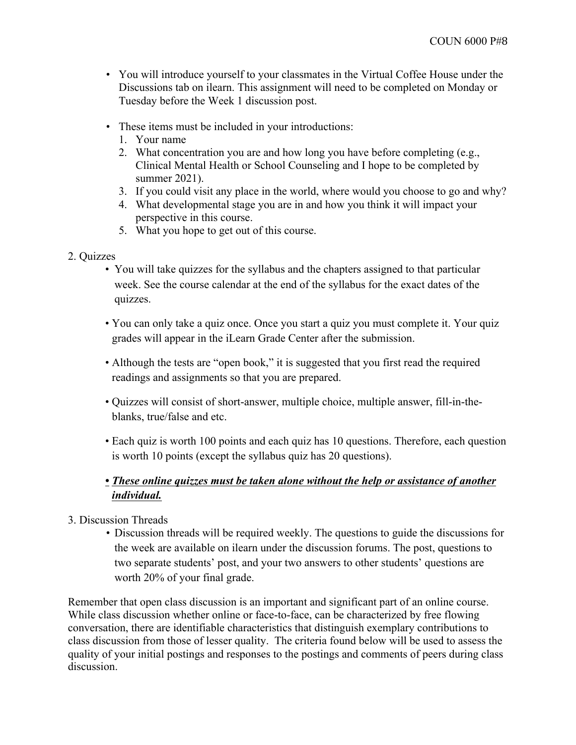- You will introduce yourself to your classmates in the Virtual Coffee House under the Discussions tab on ilearn. This assignment will need to be completed on Monday or Tuesday before the Week 1 discussion post.

- These items must be included in your introductions:
  1. Your name
  2. What concentration you are and how long you have before completing (e.g., Clinical Mental Health or School Counseling and I hope to be completed by summer 2021).
  3. If you could visit any place in the world, where would you choose to go and why?
  4. What developmental stage you are in and how you think it will impact your perspective in this course.
  5. What you hope to get out of this course.

2. Quizzes

- You will take quizzes for the syllabus and the chapters assigned to that particular week. See the course calendar at the end of the syllabus for the exact dates of the quizzes.

- You can only take a quiz once. Once you start a quiz you must complete it. Your quiz grades will appear in the iLearn Grade Center after the submission.

- Although the tests are "open book," it is suggested that you first read the required readings and assignments so that you are prepared.

- Quizzes will consist of short-answer, multiple choice, multiple answer, fill-in-the-blanks, true/false and etc.

- Each quiz is worth 100 points and each quiz has 10 questions. Therefore, each question is worth 10 points (except the syllabus quiz has 20 questions).

- ***These online quizzes must be taken alone without the help or assistance of another individual.***

3. Discussion Threads

- Discussion threads will be required weekly. The questions to guide the discussions for the week are available on ilearn under the discussion forums. The post, questions to two separate students' post, and your two answers to other students' questions are worth 20% of your final grade.

Remember that open class discussion is an important and significant part of an online course. While class discussion whether online or face-to-face, can be characterized by free flowing conversation, there are identifiable characteristics that distinguish exemplary contributions to class discussion from those of lesser quality. The criteria found below will be used to assess the quality of your initial postings and responses to the postings and comments of peers during class discussion.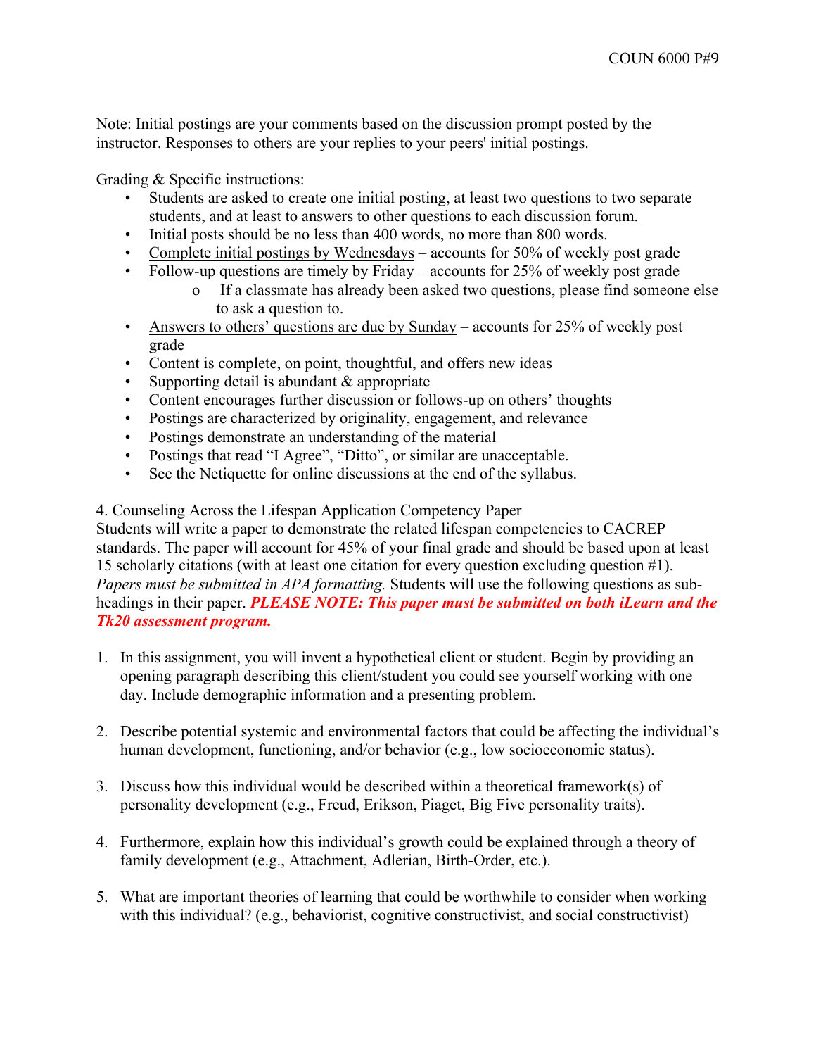Note: Initial postings are your comments based on the discussion prompt posted by the instructor. Responses to others are your replies to your peers' initial postings.

Grading & Specific instructions:

- Students are asked to create one initial posting, at least two questions to two separate students, and at least to answers to other questions to each discussion forum.
- Initial posts should be no less than 400 words, no more than 800 words.
- Complete initial postings by Wednesdays – accounts for 50% of weekly post grade
- Follow-up questions are timely by Friday – accounts for 25% of weekly post grade
    - If a classmate has already been asked two questions, please find someone else to ask a question to.
- Answers to others' questions are due by Sunday – accounts for 25% of weekly post grade
- Content is complete, on point, thoughtful, and offers new ideas
- Supporting detail is abundant & appropriate
- Content encourages further discussion or follows-up on others' thoughts
- Postings are characterized by originality, engagement, and relevance
- Postings demonstrate an understanding of the material
- Postings that read "I Agree", "Ditto", or similar are unacceptable.
- See the Netiquette for online discussions at the end of the syllabus.

4. Counseling Across the Lifespan Application Competency Paper
Students will write a paper to demonstrate the related lifespan competencies to CACREP standards. The paper will account for 45% of your final grade and should be based upon at least 15 scholarly citations (with at least one citation for every question excluding question #1). *Papers must be submitted in APA formatting.* Students will use the following questions as sub-headings in their paper. ***PLEASE NOTE: This paper must be submitted on both iLearn and the Tk20 assessment program.***

1. In this assignment, you will invent a hypothetical client or student. Begin by providing an opening paragraph describing this client/student you could see yourself working with one day. Include demographic information and a presenting problem.

2. Describe potential systemic and environmental factors that could be affecting the individual's human development, functioning, and/or behavior (e.g., low socioeconomic status).

3. Discuss how this individual would be described within a theoretical framework(s) of personality development (e.g., Freud, Erikson, Piaget, Big Five personality traits).

4. Furthermore, explain how this individual's growth could be explained through a theory of family development (e.g., Attachment, Adlerian, Birth-Order, etc.).

5. What are important theories of learning that could be worthwhile to consider when working with this individual? (e.g., behaviorist, cognitive constructivist, and social constructivist)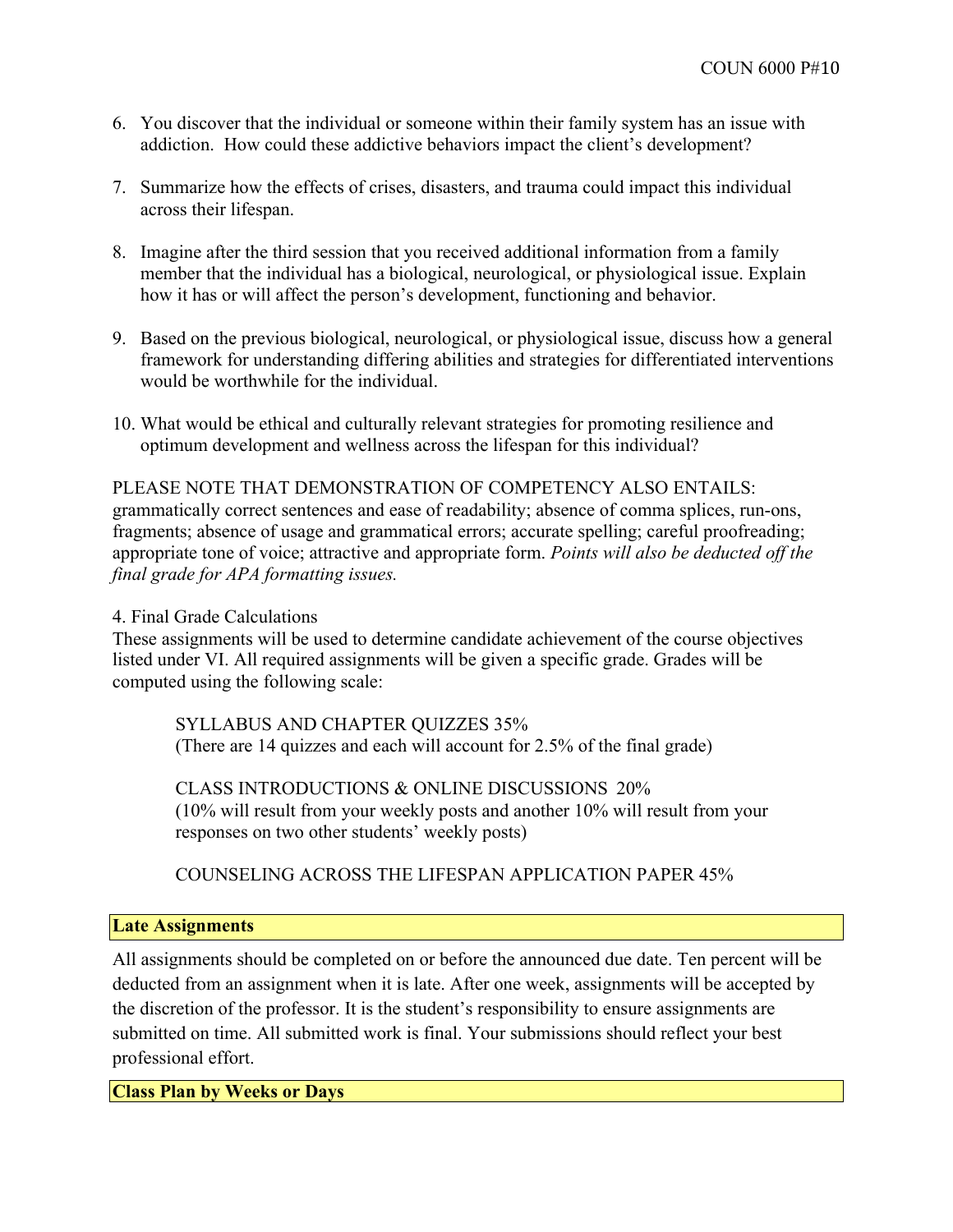6. You discover that the individual or someone within their family system has an issue with addiction. How could these addictive behaviors impact the client's development?

7. Summarize how the effects of crises, disasters, and trauma could impact this individual across their lifespan.

8. Imagine after the third session that you received additional information from a family member that the individual has a biological, neurological, or physiological issue. Explain how it has or will affect the person's development, functioning and behavior.

9. Based on the previous biological, neurological, or physiological issue, discuss how a general framework for understanding differing abilities and strategies for differentiated interventions would be worthwhile for the individual.

10. What would be ethical and culturally relevant strategies for promoting resilience and optimum development and wellness across the lifespan for this individual?

PLEASE NOTE THAT DEMONSTRATION OF COMPETENCY ALSO ENTAILS: grammatically correct sentences and ease of readability; absence of comma splices, run-ons, fragments; absence of usage and grammatical errors; accurate spelling; careful proofreading; appropriate tone of voice; attractive and appropriate form. *Points will also be deducted off the final grade for APA formatting issues.*

4. Final Grade Calculations

These assignments will be used to determine candidate achievement of the course objectives listed under VI. All required assignments will be given a specific grade. Grades will be computed using the following scale:

> SYLLABUS AND CHAPTER QUIZZES 35%
> (There are 14 quizzes and each will account for 2.5% of the final grade)
>
> CLASS INTRODUCTIONS & ONLINE DISCUSSIONS 20%
> (10% will result from your weekly posts and another 10% will result from your responses on two other students' weekly posts)
>
> COUNSELING ACROSS THE LIFESPAN APPLICATION PAPER 45%

## Late Assignments

All assignments should be completed on or before the announced due date. Ten percent will be deducted from an assignment when it is late. After one week, assignments will be accepted by the discretion of the professor. It is the student's responsibility to ensure assignments are submitted on time. All submitted work is final. Your submissions should reflect your best professional effort.

## Class Plan by Weeks or Days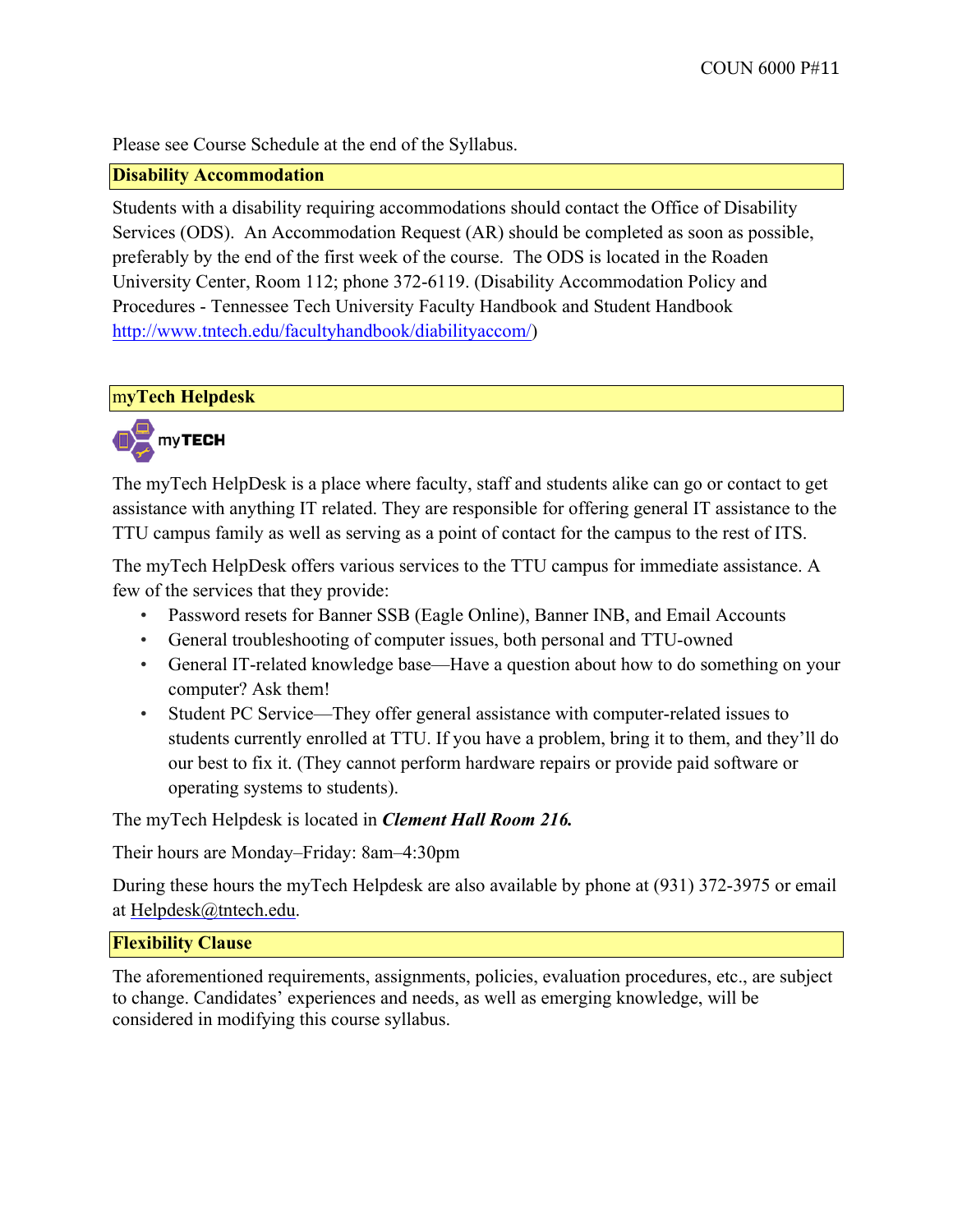Please see Course Schedule at the end of the Syllabus.

## Disability Accommodation

Students with a disability requiring accommodations should contact the Office of Disability Services (ODS). An Accommodation Request (AR) should be completed as soon as possible, preferably by the end of the first week of the course. The ODS is located in the Roaden University Center, Room 112; phone 372-6119. (Disability Accommodation Policy and Procedures - Tennessee Tech University Faculty Handbook and Student Handbook http://www.tntech.edu/facultyhandbook/diabilityaccom/)

## myTech Helpdesk

myTECH

The myTech HelpDesk is a place where faculty, staff and students alike can go or contact to get assistance with anything IT related. They are responsible for offering general IT assistance to the TTU campus family as well as serving as a point of contact for the campus to the rest of ITS.

The myTech HelpDesk offers various services to the TTU campus for immediate assistance. A few of the services that they provide:

- Password resets for Banner SSB (Eagle Online), Banner INB, and Email Accounts
- General troubleshooting of computer issues, both personal and TTU-owned
- General IT-related knowledge base—Have a question about how to do something on your computer? Ask them!
- Student PC Service—They offer general assistance with computer-related issues to students currently enrolled at TTU. If you have a problem, bring it to them, and they'll do our best to fix it. (They cannot perform hardware repairs or provide paid software or operating systems to students).

The myTech Helpdesk is located in ***Clement Hall Room 216.***

Their hours are Monday–Friday: 8am–4:30pm

During these hours the myTech Helpdesk are also available by phone at (931) 372-3975 or email at Helpdesk@tntech.edu.

## Flexibility Clause

The aforementioned requirements, assignments, policies, evaluation procedures, etc., are subject to change. Candidates' experiences and needs, as well as emerging knowledge, will be considered in modifying this course syllabus.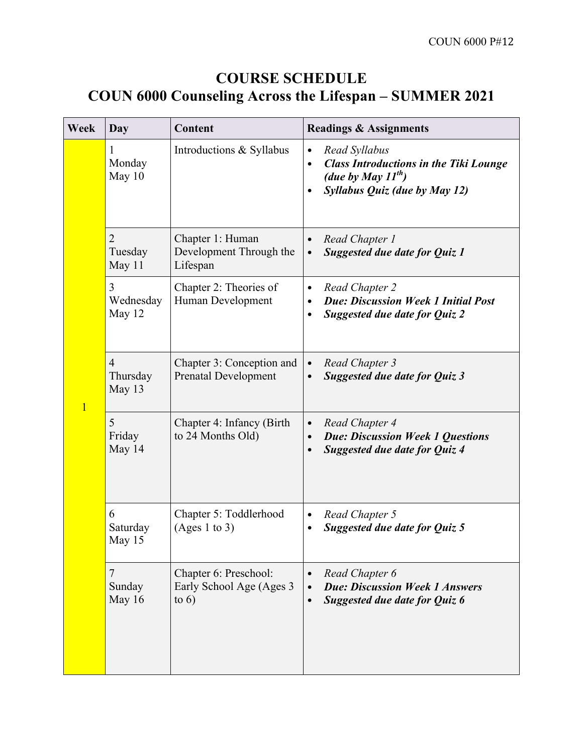# COURSE SCHEDULE
# COUN 6000 Counseling Across the Lifespan – SUMMER 2021

| Week | Day | Content | Readings & Assignments |
|---|---|---|---|
| 1 | 1<br>Monday<br>May 10 | Introductions & Syllabus | • *Read Syllabus*<br>• ***Class Introductions in the Tiki Lounge (due by May 11th)***<br>• ***Syllabus Quiz (due by May 12)*** |
| | 2<br>Tuesday<br>May 11 | Chapter 1: Human Development Through the Lifespan | • *Read Chapter 1*<br>• ***Suggested due date for Quiz 1*** |
| | 3<br>Wednesday<br>May 12 | Chapter 2: Theories of Human Development | • *Read Chapter 2*<br>• ***Due: Discussion Week 1 Initial Post***<br>• ***Suggested due date for Quiz 2*** |
| | 4<br>Thursday<br>May 13 | Chapter 3: Conception and Prenatal Development | • *Read Chapter 3*<br>• ***Suggested due date for Quiz 3*** |
| | 5<br>Friday<br>May 14 | Chapter 4: Infancy (Birth to 24 Months Old) | • *Read Chapter 4*<br>• ***Due: Discussion Week 1 Questions***<br>• ***Suggested due date for Quiz 4*** |
| | 6<br>Saturday<br>May 15 | Chapter 5: Toddlerhood (Ages 1 to 3) | • *Read Chapter 5*<br>• ***Suggested due date for Quiz 5*** |
| | 7<br>Sunday<br>May 16 | Chapter 6: Preschool: Early School Age (Ages 3 to 6) | • *Read Chapter 6*<br>• ***Due: Discussion Week 1 Answers***<br>• ***Suggested due date for Quiz 6*** |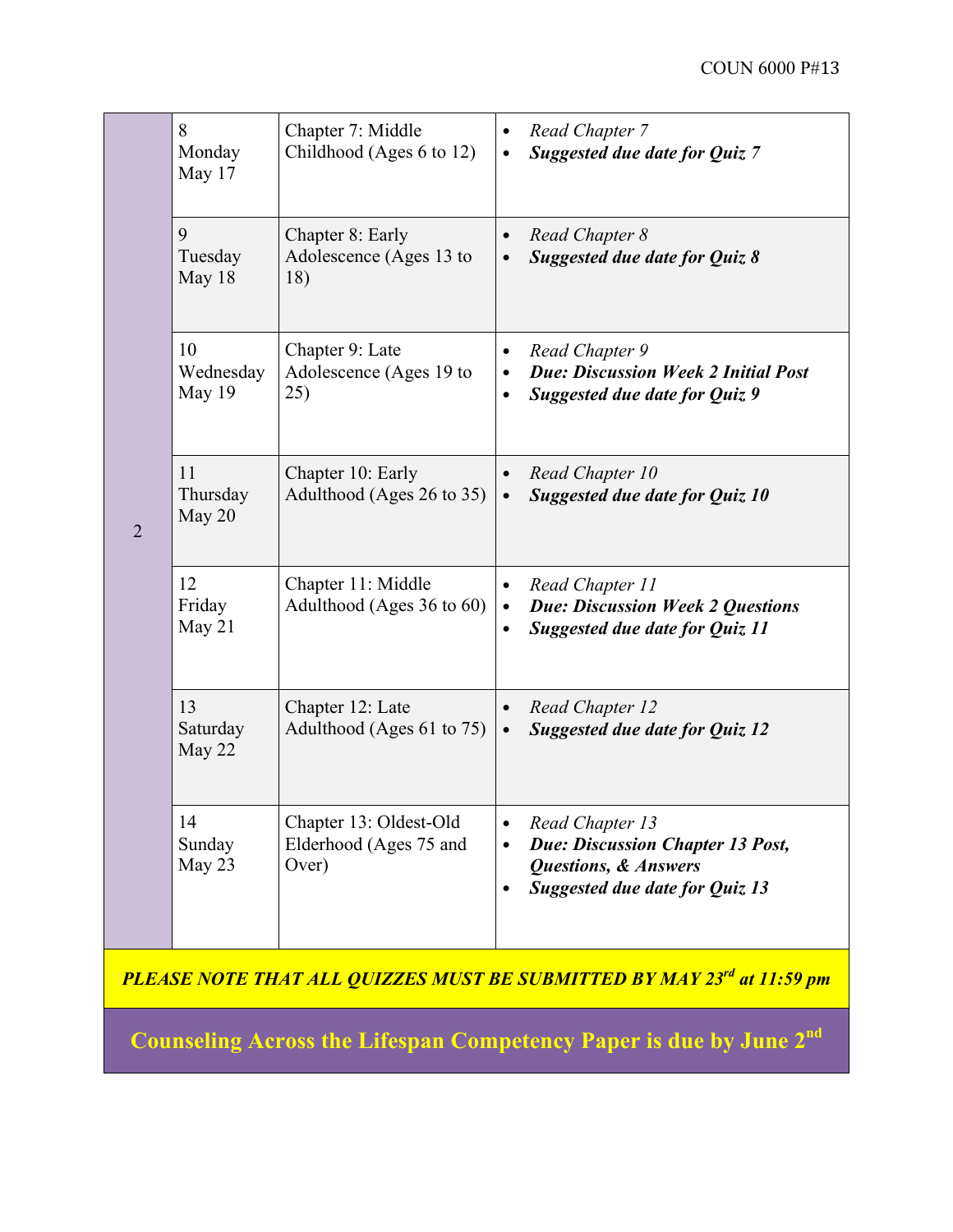| | | | |
|---|---|---|---|
| 2 | 8<br>Monday<br>May 17 | Chapter 7: Middle Childhood (Ages 6 to 12) | • *Read Chapter 7*<br>• ***Suggested due date for Quiz 7*** |
| | 9<br>Tuesday<br>May 18 | Chapter 8: Early Adolescence (Ages 13 to 18) | • *Read Chapter 8*<br>• ***Suggested due date for Quiz 8*** |
| | 10<br>Wednesday<br>May 19 | Chapter 9: Late Adolescence (Ages 19 to 25) | • *Read Chapter 9*<br>• ***Due: Discussion Week 2 Initial Post***<br>• ***Suggested due date for Quiz 9*** |
| | 11<br>Thursday<br>May 20 | Chapter 10: Early Adulthood (Ages 26 to 35) | • *Read Chapter 10*<br>• ***Suggested due date for Quiz 10*** |
| | 12<br>Friday<br>May 21 | Chapter 11: Middle Adulthood (Ages 36 to 60) | • *Read Chapter 11*<br>• ***Due: Discussion Week 2 Questions***<br>• ***Suggested due date for Quiz 11*** |
| | 13<br>Saturday<br>May 22 | Chapter 12: Late Adulthood (Ages 61 to 75) | • *Read Chapter 12*<br>• ***Suggested due date for Quiz 12*** |
| | 14<br>Sunday<br>May 23 | Chapter 13: Oldest-Old Elderhood (Ages 75 and Over) | • *Read Chapter 13*<br>• ***Due: Discussion Chapter 13 Post, Questions, & Answers***<br>• ***Suggested due date for Quiz 13*** |

***PLEASE NOTE THAT ALL QUIZZES MUST BE SUBMITTED BY MAY 23rd at 11:59 pm***

**Counseling Across the Lifespan Competency Paper is due by June 2nd**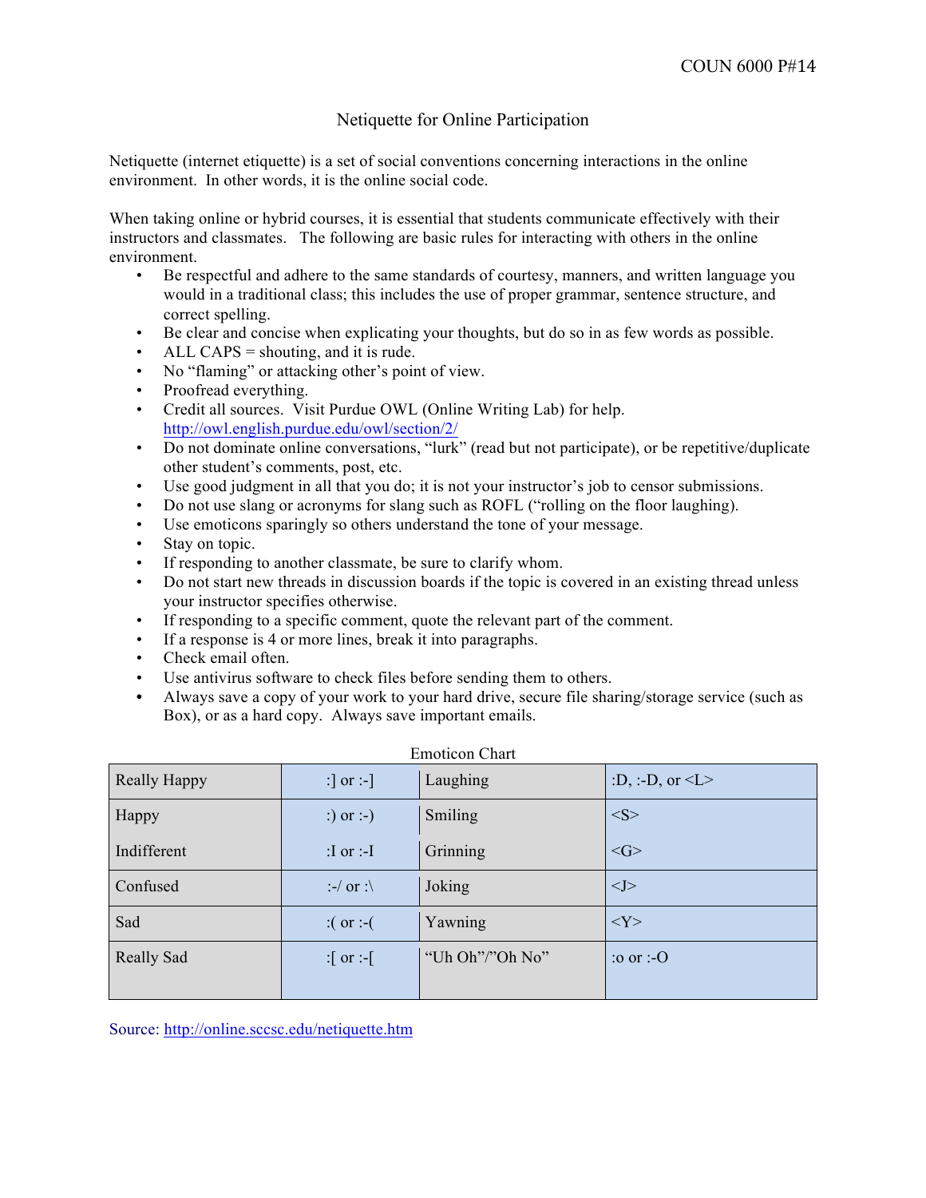# Netiquette for Online Participation

Netiquette (internet etiquette) is a set of social conventions concerning interactions in the online environment. In other words, it is the online social code.

When taking online or hybrid courses, it is essential that students communicate effectively with their instructors and classmates. The following are basic rules for interacting with others in the online environment.

- Be respectful and adhere to the same standards of courtesy, manners, and written language you would in a traditional class; this includes the use of proper grammar, sentence structure, and correct spelling.
- Be clear and concise when explicating your thoughts, but do so in as few words as possible.
- ALL CAPS = shouting, and it is rude.
- No "flaming" or attacking other's point of view.
- Proofread everything.
- Credit all sources. Visit Purdue OWL (Online Writing Lab) for help. http://owl.english.purdue.edu/owl/section/2/
- Do not dominate online conversations, "lurk" (read but not participate), or be repetitive/duplicate other student's comments, post, etc.
- Use good judgment in all that you do; it is not your instructor's job to censor submissions.
- Do not use slang or acronyms for slang such as ROFL ("rolling on the floor laughing).
- Use emoticons sparingly so others understand the tone of your message.
- Stay on topic.
- If responding to another classmate, be sure to clarify whom.
- Do not start new threads in discussion boards if the topic is covered in an existing thread unless your instructor specifies otherwise.
- If responding to a specific comment, quote the relevant part of the comment.
- If a response is 4 or more lines, break it into paragraphs.
- Check email often.
- Use antivirus software to check files before sending them to others.
- Always save a copy of your work to your hard drive, secure file sharing/storage service (such as Box), or as a hard copy. Always save important emails.

Emoticon Chart

| Really Happy | :] or :-] | Laughing | :D, :-D, or <L> |
|---|---|---|---|
| Happy | :) or :-) | Smiling | <S> |
| Indifferent | :I or :-I | Grinning | <G> |
| Confused | :-/ or :\ | Joking | <J> |
| Sad | :( or :-( | Yawning | <Y> |
| Really Sad | :[ or :-[ | "Uh Oh"/"Oh No" | :o or :-O |

Source: http://online.sccsc.edu/netiquette.htm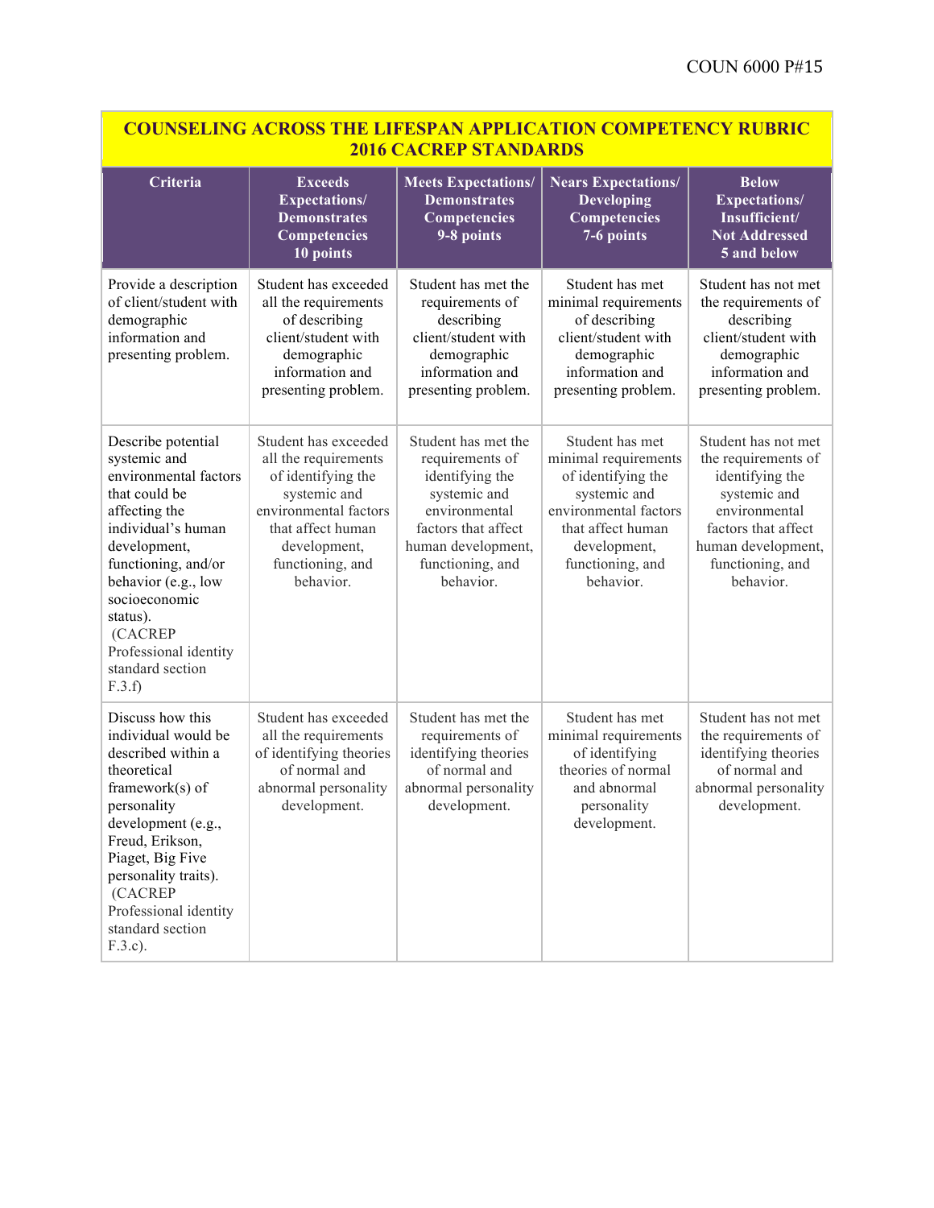| COUNSELING ACROSS THE LIFESPAN APPLICATION COMPETENCY RUBRIC 2016 CACREP STANDARDS | | | | |
|---|---|---|---|---|
| **Criteria** | **Exceeds Expectations/ Demonstrates Competencies 10 points** | **Meets Expectations/ Demonstrates Competencies 9-8 points** | **Nears Expectations/ Developing Competencies 7-6 points** | **Below Expectations/ Insufficient/ Not Addressed 5 and below** |
| Provide a description of client/student with demographic information and presenting problem. | Student has exceeded all the requirements of describing client/student with demographic information and presenting problem. | Student has met the requirements of describing client/student with demographic information and presenting problem. | Student has met minimal requirements of describing client/student with demographic information and presenting problem. | Student has not met the requirements of describing client/student with demographic information and presenting problem. |
| Describe potential systemic and environmental factors that could be affecting the individual's human development, functioning, and/or behavior (e.g., low socioeconomic status). (CACREP Professional identity standard section F.3.f) | Student has exceeded all the requirements of identifying the systemic and environmental factors that affect human development, functioning, and behavior. | Student has met the requirements of identifying the systemic and environmental factors that affect human development, functioning, and behavior. | Student has met minimal requirements of identifying the systemic and environmental factors that affect human development, functioning, and behavior. | Student has not met the requirements of identifying the systemic and environmental factors that affect human development, functioning, and behavior. |
| Discuss how this individual would be described within a theoretical framework(s) of personality development (e.g., Freud, Erikson, Piaget, Big Five personality traits). (CACREP Professional identity standard section F.3.c). | Student has exceeded all the requirements of identifying theories of normal and abnormal personality development. | Student has met the requirements of identifying theories of normal and abnormal personality development. | Student has met minimal requirements of identifying theories of normal and abnormal personality development. | Student has not met the requirements of identifying theories of normal and abnormal personality development. |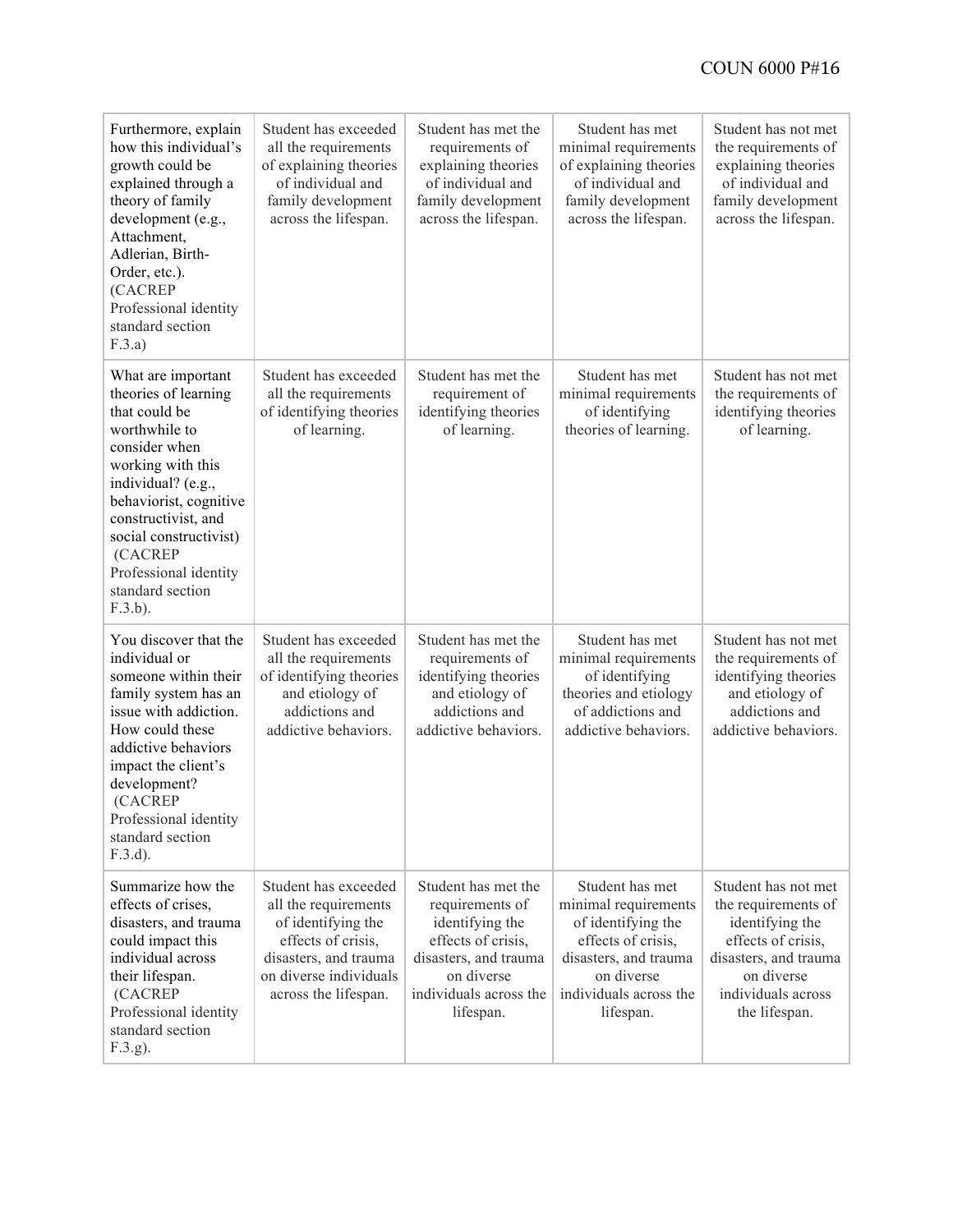| Furthermore, explain how this individual's growth could be explained through a theory of family development (e.g., Attachment, Adlerian, Birth-Order, etc.). (CACREP Professional identity standard section F.3.a) | Student has exceeded all the requirements of explaining theories of individual and family development across the lifespan. | Student has met the requirements of explaining theories of individual and family development across the lifespan. | Student has met minimal requirements of explaining theories of individual and family development across the lifespan. | Student has not met the requirements of explaining theories of individual and family development across the lifespan. |
|---|---|---|---|---|
| What are important theories of learning that could be worthwhile to consider when working with this individual? (e.g., behaviorist, cognitive constructivist, and social constructivist) (CACREP Professional identity standard section F.3.b). | Student has exceeded all the requirements of identifying theories of learning. | Student has met the requirement of identifying theories of learning. | Student has met minimal requirements of identifying theories of learning. | Student has not met the requirements of identifying theories of learning. |
| You discover that the individual or someone within their family system has an issue with addiction. How could these addictive behaviors impact the client's development? (CACREP Professional identity standard section F.3.d). | Student has exceeded all the requirements of identifying theories and etiology of addictions and addictive behaviors. | Student has met the requirements of identifying theories and etiology of addictions and addictive behaviors. | Student has met minimal requirements of identifying theories and etiology of addictions and addictive behaviors. | Student has not met the requirements of identifying theories and etiology of addictions and addictive behaviors. |
| Summarize how the effects of crises, disasters, and trauma could impact this individual across their lifespan. (CACREP Professional identity standard section F.3.g). | Student has exceeded all the requirements of identifying the effects of crisis, disasters, and trauma on diverse individuals across the lifespan. | Student has met the requirements of identifying the effects of crisis, disasters, and trauma on diverse individuals across the lifespan. | Student has met minimal requirements of identifying the effects of crisis, disasters, and trauma on diverse individuals across the lifespan. | Student has not met the requirements of identifying the effects of crisis, disasters, and trauma on diverse individuals across the lifespan. |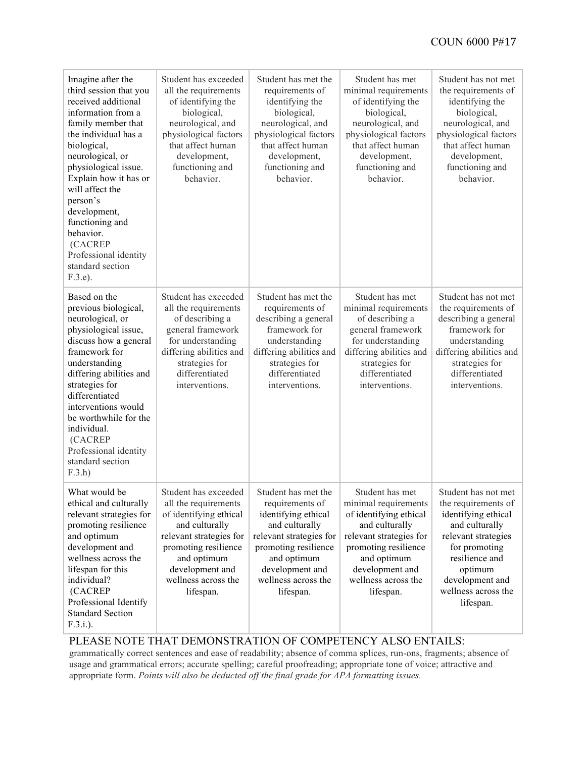| | | | | |
|---|---|---|---|---|
| Imagine after the third session that you received additional information from a family member that the individual has a biological, neurological, or physiological issue. Explain how it has or will affect the person's development, functioning and behavior. (CACREP Professional identity standard section F.3.e). | Student has exceeded all the requirements of identifying the biological, neurological, and physiological factors that affect human development, functioning and behavior. | Student has met the requirements of identifying the biological, neurological, and physiological factors that affect human development, functioning and behavior. | Student has met minimal requirements of identifying the biological, neurological, and physiological factors that affect human development, functioning and behavior. | Student has not met the requirements of identifying the biological, neurological, and physiological factors that affect human development, functioning and behavior. |
| Based on the previous biological, neurological, or physiological issue, discuss how a general framework for understanding differing abilities and strategies for differentiated interventions would be worthwhile for the individual. (CACREP Professional identity standard section F.3.h) | Student has exceeded all the requirements of describing a general framework for understanding differing abilities and strategies for differentiated interventions. | Student has met the requirements of describing a general framework for understanding differing abilities and strategies for differentiated interventions. | Student has met minimal requirements of describing a general framework for understanding differing abilities and strategies for differentiated interventions. | Student has not met the requirements of describing a general framework for understanding differing abilities and strategies for differentiated interventions. |
| What would be ethical and culturally relevant strategies for promoting resilience and optimum development and wellness across the lifespan for this individual? (CACREP Professional Identify Standard Section F.3.i.). | Student has exceeded all the requirements of identifying ethical and culturally relevant strategies for promoting resilience and optimum development and wellness across the lifespan. | Student has met the requirements of identifying ethical and culturally relevant strategies for promoting resilience and optimum development and wellness across the lifespan. | Student has met minimal requirements of identifying ethical and culturally relevant strategies for promoting resilience and optimum development and wellness across the lifespan. | Student has not met the requirements of identifying ethical and culturally relevant strategies for promoting resilience and optimum development and wellness across the lifespan. |

PLEASE NOTE THAT DEMONSTRATION OF COMPETENCY ALSO ENTAILS:

grammatically correct sentences and ease of readability; absence of comma splices, run-ons, fragments; absence of usage and grammatical errors; accurate spelling; careful proofreading; appropriate tone of voice; attractive and appropriate form. *Points will also be deducted off the final grade for APA formatting issues.*